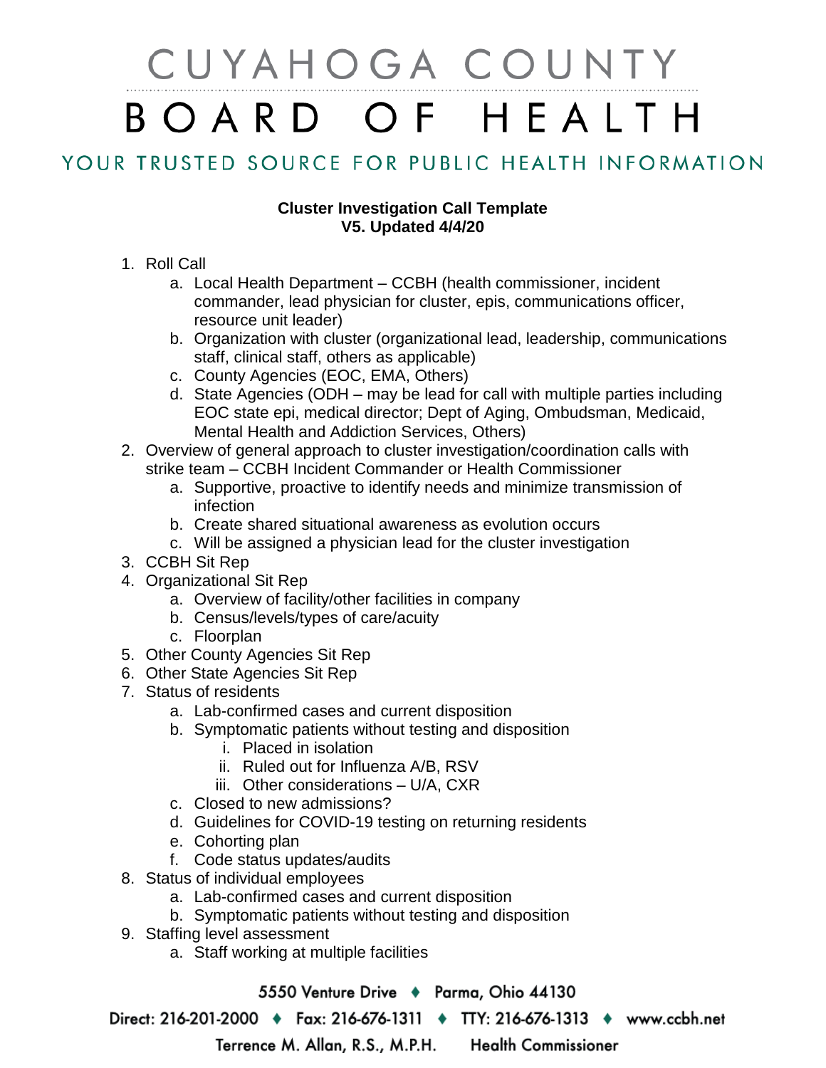# CUYAHOGA COUNTY BOARD OF HEALTH

YOUR TRUSTED SOURCE FOR PUBLIC HEALTH INFORMATION

**Cluster Investigation Call Template**
**V5. Updated 4/4/20**

1. Roll Call
   a. Local Health Department – CCBH (health commissioner, incident commander, lead physician for cluster, epis, communications officer, resource unit leader)
   b. Organization with cluster (organizational lead, leadership, communications staff, clinical staff, others as applicable)
   c. County Agencies (EOC, EMA, Others)
   d. State Agencies (ODH – may be lead for call with multiple parties including EOC state epi, medical director; Dept of Aging, Ombudsman, Medicaid, Mental Health and Addiction Services, Others)
2. Overview of general approach to cluster investigation/coordination calls with strike team – CCBH Incident Commander or Health Commissioner
   a. Supportive, proactive to identify needs and minimize transmission of infection
   b. Create shared situational awareness as evolution occurs
   c. Will be assigned a physician lead for the cluster investigation
3. CCBH Sit Rep
4. Organizational Sit Rep
   a. Overview of facility/other facilities in company
   b. Census/levels/types of care/acuity
   c. Floorplan
5. Other County Agencies Sit Rep
6. Other State Agencies Sit Rep
7. Status of residents
   a. Lab-confirmed cases and current disposition
   b. Symptomatic patients without testing and disposition
      i. Placed in isolation
      ii. Ruled out for Influenza A/B, RSV
      iii. Other considerations – U/A, CXR
   c. Closed to new admissions?
   d. Guidelines for COVID-19 testing on returning residents
   e. Cohorting plan
   f. Code status updates/audits
8. Status of individual employees
   a. Lab-confirmed cases and current disposition
   b. Symptomatic patients without testing and disposition
9. Staffing level assessment
   a. Staff working at multiple facilities

5550 Venture Drive ♦ Parma, Ohio 44130

Direct: 216-201-2000 ♦ Fax: 216-676-1311 ♦ TTY: 216-676-1313 ♦ www.ccbh.net

Terrence M. Allan, R.S., M.P.H. Health Commissioner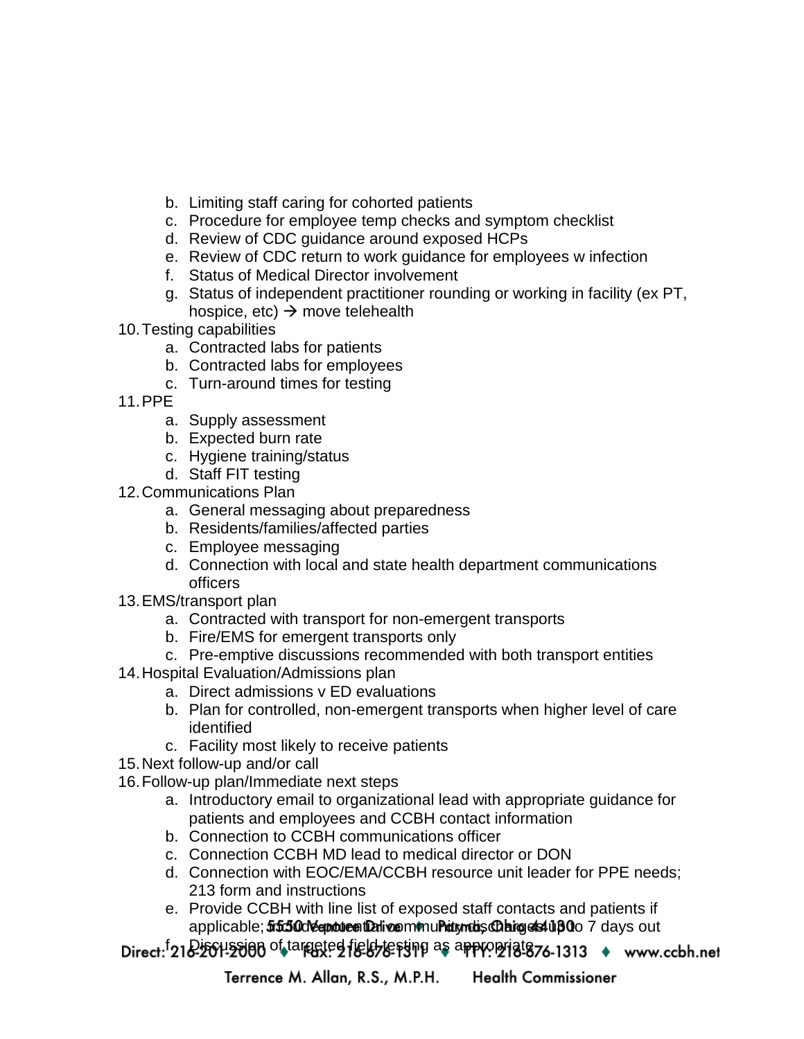b. Limiting staff caring for cohorted patients
   c. Procedure for employee temp checks and symptom checklist
   d. Review of CDC guidance around exposed HCPs
   e. Review of CDC return to work guidance for employees w infection
   f. Status of Medical Director involvement
   g. Status of independent practitioner rounding or working in facility (ex PT, hospice, etc) → move telehealth

10. Testing capabilities
    a. Contracted labs for patients
    b. Contracted labs for employees
    c. Turn-around times for testing
11. PPE
    a. Supply assessment
    b. Expected burn rate
    c. Hygiene training/status
    d. Staff FIT testing
12. Communications Plan
    a. General messaging about preparedness
    b. Residents/families/affected parties
    c. Employee messaging
    d. Connection with local and state health department communications officers
13. EMS/transport plan
    a. Contracted with transport for non-emergent transports
    b. Fire/EMS for emergent transports only
    c. Pre-emptive discussions recommended with both transport entities
14. Hospital Evaluation/Admissions plan
    a. Direct admissions v ED evaluations
    b. Plan for controlled, non-emergent transports when higher level of care identified
    c. Facility most likely to receive patients
15. Next follow-up and/or call
16. Follow-up plan/Immediate next steps
    a. Introductory email to organizational lead with appropriate guidance for patients and employees and CCBH contact information
    b. Connection to CCBH communications officer
    c. Connection CCBH MD lead to medical director or DON
    d. Connection with EOC/EMA/CCBH resource unit leader for PPE needs; 213 form and instructions
    e. Provide CCBH with line list of exposed staff contacts and patients if applicable; include potential community discharges up to 7 days out
    f. Discussion of targeted field-testing as appropriate